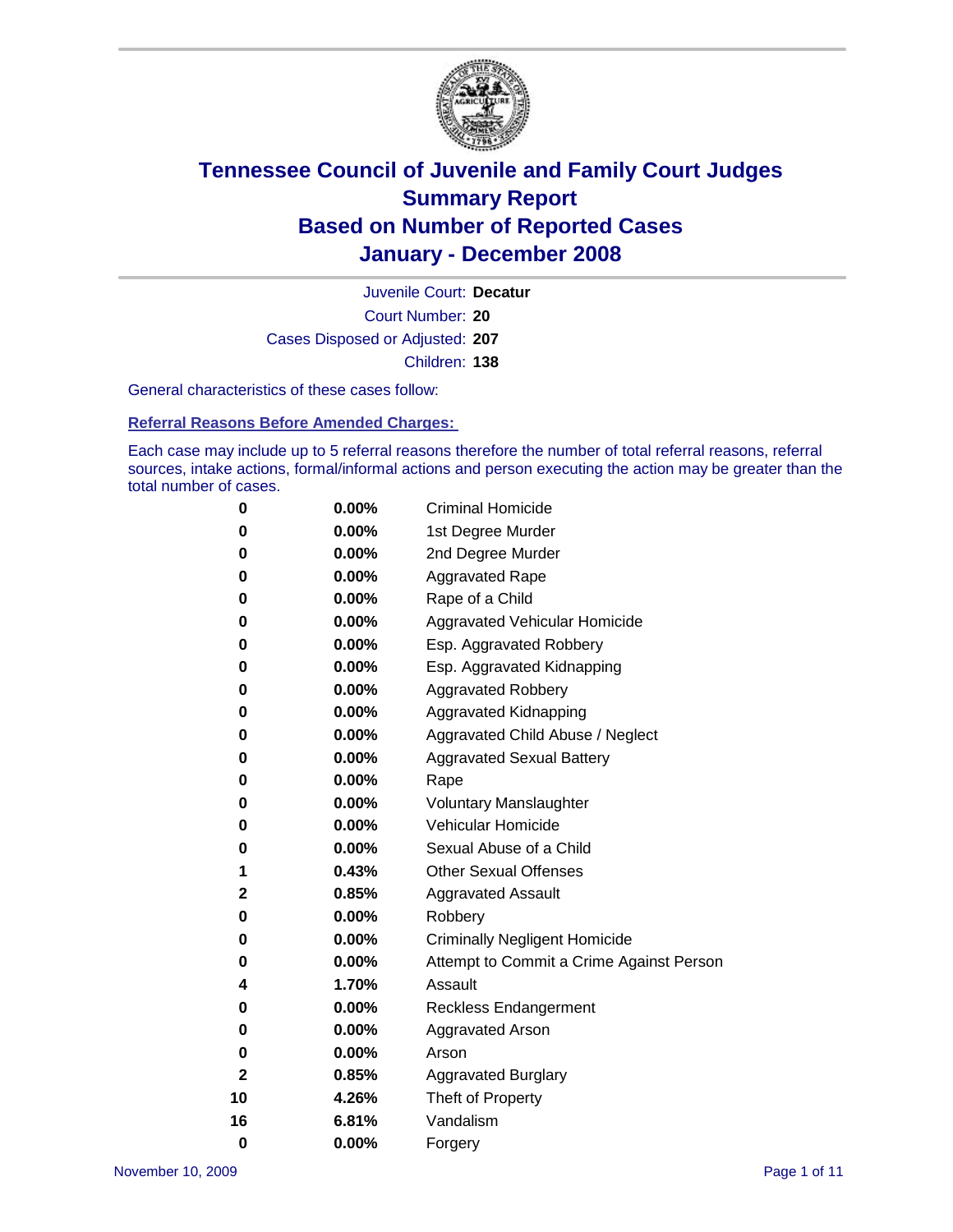# Tennessee Council of Juvenile and Family Court Judges
## Summary Report
## Based on Number of Reported Cases
## January - December 2008

Juvenile Court: **Decatur**
Court Number: **20**
Cases Disposed or Adjusted: **207**
Children: **138**

General characteristics of these cases follow:

### Referral Reasons Before Amended Charges:

Each case may include up to 5 referral reasons therefore the number of total referral reasons, referral sources, intake actions, formal/informal actions and person executing the action may be greater than the total number of cases.

| | | |
|---|---|---|
| 0 | 0.00% | Criminal Homicide |
| 0 | 0.00% | 1st Degree Murder |
| 0 | 0.00% | 2nd Degree Murder |
| 0 | 0.00% | Aggravated Rape |
| 0 | 0.00% | Rape of a Child |
| 0 | 0.00% | Aggravated Vehicular Homicide |
| 0 | 0.00% | Esp. Aggravated Robbery |
| 0 | 0.00% | Esp. Aggravated Kidnapping |
| 0 | 0.00% | Aggravated Robbery |
| 0 | 0.00% | Aggravated Kidnapping |
| 0 | 0.00% | Aggravated Child Abuse / Neglect |
| 0 | 0.00% | Aggravated Sexual Battery |
| 0 | 0.00% | Rape |
| 0 | 0.00% | Voluntary Manslaughter |
| 0 | 0.00% | Vehicular Homicide |
| 0 | 0.00% | Sexual Abuse of a Child |
| 1 | 0.43% | Other Sexual Offenses |
| 2 | 0.85% | Aggravated Assault |
| 0 | 0.00% | Robbery |
| 0 | 0.00% | Criminally Negligent Homicide |
| 0 | 0.00% | Attempt to Commit a Crime Against Person |
| 4 | 1.70% | Assault |
| 0 | 0.00% | Reckless Endangerment |
| 0 | 0.00% | Aggravated Arson |
| 0 | 0.00% | Arson |
| 2 | 0.85% | Aggravated Burglary |
| 10 | 4.26% | Theft of Property |
| 16 | 6.81% | Vandalism |
| 0 | 0.00% | Forgery |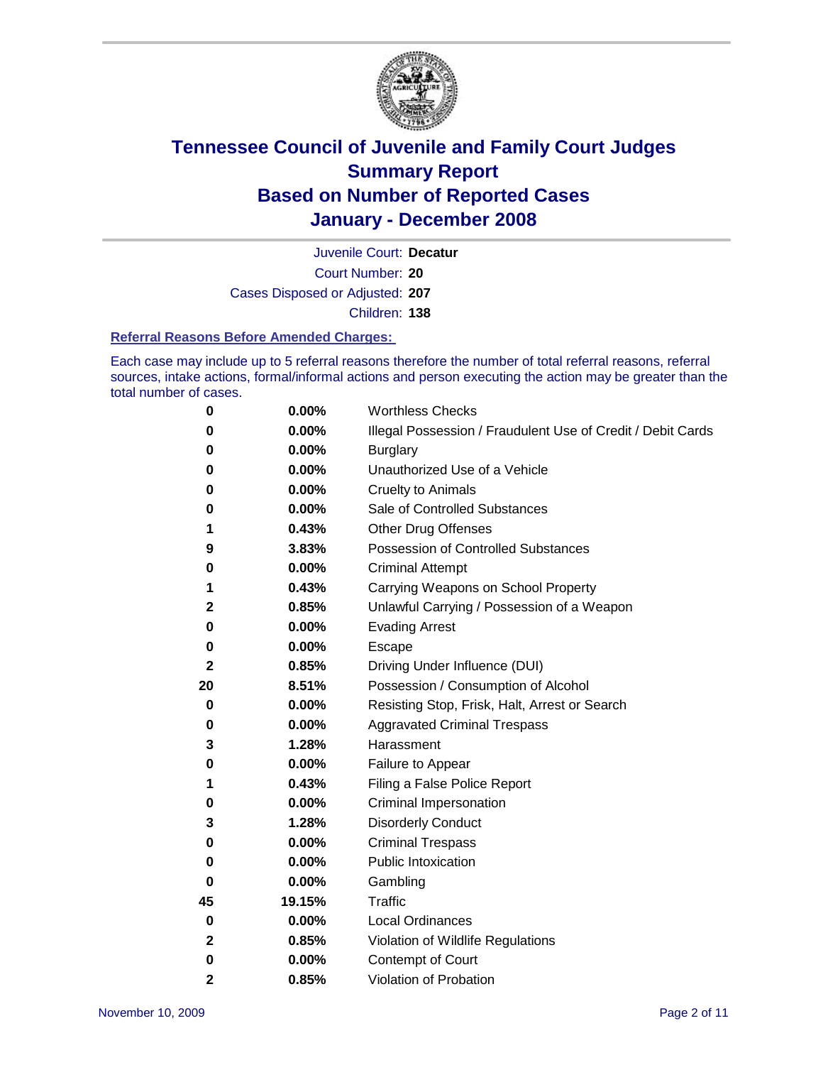# Tennessee Council of Juvenile and Family Court Judges
## Summary Report
## Based on Number of Reported Cases
## January - December 2008

Juvenile Court: **Decatur**
Court Number: **20**
Cases Disposed or Adjusted: **207**
Children: **138**

### Referral Reasons Before Amended Charges:

Each case may include up to 5 referral reasons therefore the number of total referral reasons, referral sources, intake actions, formal/informal actions and person executing the action may be greater than the total number of cases.

| Count | Percent | Referral Reason |
|---|---|---|
| 0 | 0.00% | Worthless Checks |
| 0 | 0.00% | Illegal Possession / Fraudulent Use of Credit / Debit Cards |
| 0 | 0.00% | Burglary |
| 0 | 0.00% | Unauthorized Use of a Vehicle |
| 0 | 0.00% | Cruelty to Animals |
| 0 | 0.00% | Sale of Controlled Substances |
| 1 | 0.43% | Other Drug Offenses |
| 9 | 3.83% | Possession of Controlled Substances |
| 0 | 0.00% | Criminal Attempt |
| 1 | 0.43% | Carrying Weapons on School Property |
| 2 | 0.85% | Unlawful Carrying / Possession of a Weapon |
| 0 | 0.00% | Evading Arrest |
| 0 | 0.00% | Escape |
| 2 | 0.85% | Driving Under Influence (DUI) |
| 20 | 8.51% | Possession / Consumption of Alcohol |
| 0 | 0.00% | Resisting Stop, Frisk, Halt, Arrest or Search |
| 0 | 0.00% | Aggravated Criminal Trespass |
| 3 | 1.28% | Harassment |
| 0 | 0.00% | Failure to Appear |
| 1 | 0.43% | Filing a False Police Report |
| 0 | 0.00% | Criminal Impersonation |
| 3 | 1.28% | Disorderly Conduct |
| 0 | 0.00% | Criminal Trespass |
| 0 | 0.00% | Public Intoxication |
| 0 | 0.00% | Gambling |
| 45 | 19.15% | Traffic |
| 0 | 0.00% | Local Ordinances |
| 2 | 0.85% | Violation of Wildlife Regulations |
| 0 | 0.00% | Contempt of Court |
| 2 | 0.85% | Violation of Probation |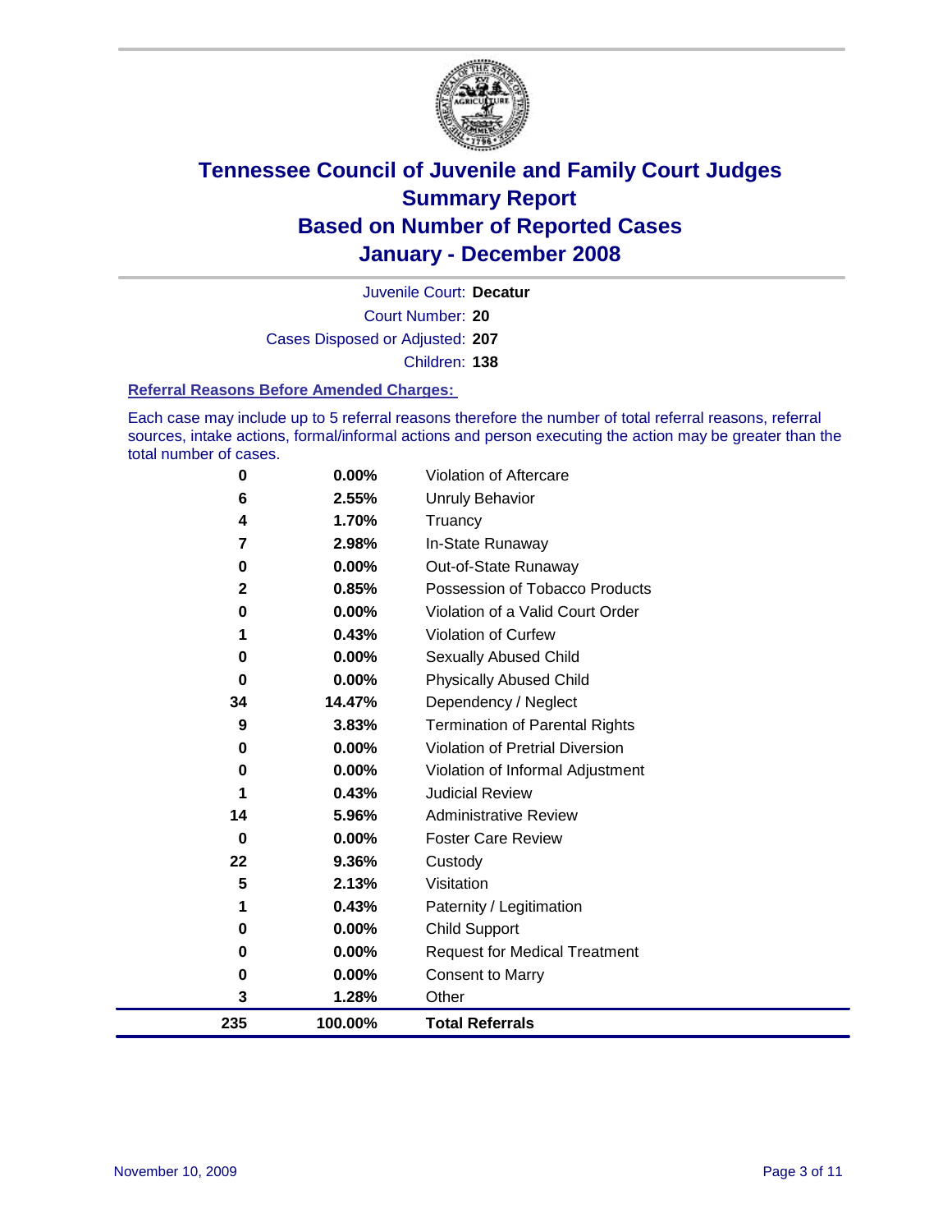# Tennessee Council of Juvenile and Family Court Judges
## Summary Report
## Based on Number of Reported Cases
## January - December 2008

Juvenile Court: **Decatur**

Court Number: **20**

Cases Disposed or Adjusted: **207**

Children: **138**

### Referral Reasons Before Amended Charges:

Each case may include up to 5 referral reasons therefore the number of total referral reasons, referral sources, intake actions, formal/informal actions and person executing the action may be greater than the total number of cases.

| Count | Percent | Referral Reason |
|---|---|---|
| 0 | 0.00% | Violation of Aftercare |
| 6 | 2.55% | Unruly Behavior |
| 4 | 1.70% | Truancy |
| 7 | 2.98% | In-State Runaway |
| 0 | 0.00% | Out-of-State Runaway |
| 2 | 0.85% | Possession of Tobacco Products |
| 0 | 0.00% | Violation of a Valid Court Order |
| 1 | 0.43% | Violation of Curfew |
| 0 | 0.00% | Sexually Abused Child |
| 0 | 0.00% | Physically Abused Child |
| 34 | 14.47% | Dependency / Neglect |
| 9 | 3.83% | Termination of Parental Rights |
| 0 | 0.00% | Violation of Pretrial Diversion |
| 0 | 0.00% | Violation of Informal Adjustment |
| 1 | 0.43% | Judicial Review |
| 14 | 5.96% | Administrative Review |
| 0 | 0.00% | Foster Care Review |
| 22 | 9.36% | Custody |
| 5 | 2.13% | Visitation |
| 1 | 0.43% | Paternity / Legitimation |
| 0 | 0.00% | Child Support |
| 0 | 0.00% | Request for Medical Treatment |
| 0 | 0.00% | Consent to Marry |
| 3 | 1.28% | Other |
| **235** | **100.00%** | **Total Referrals** |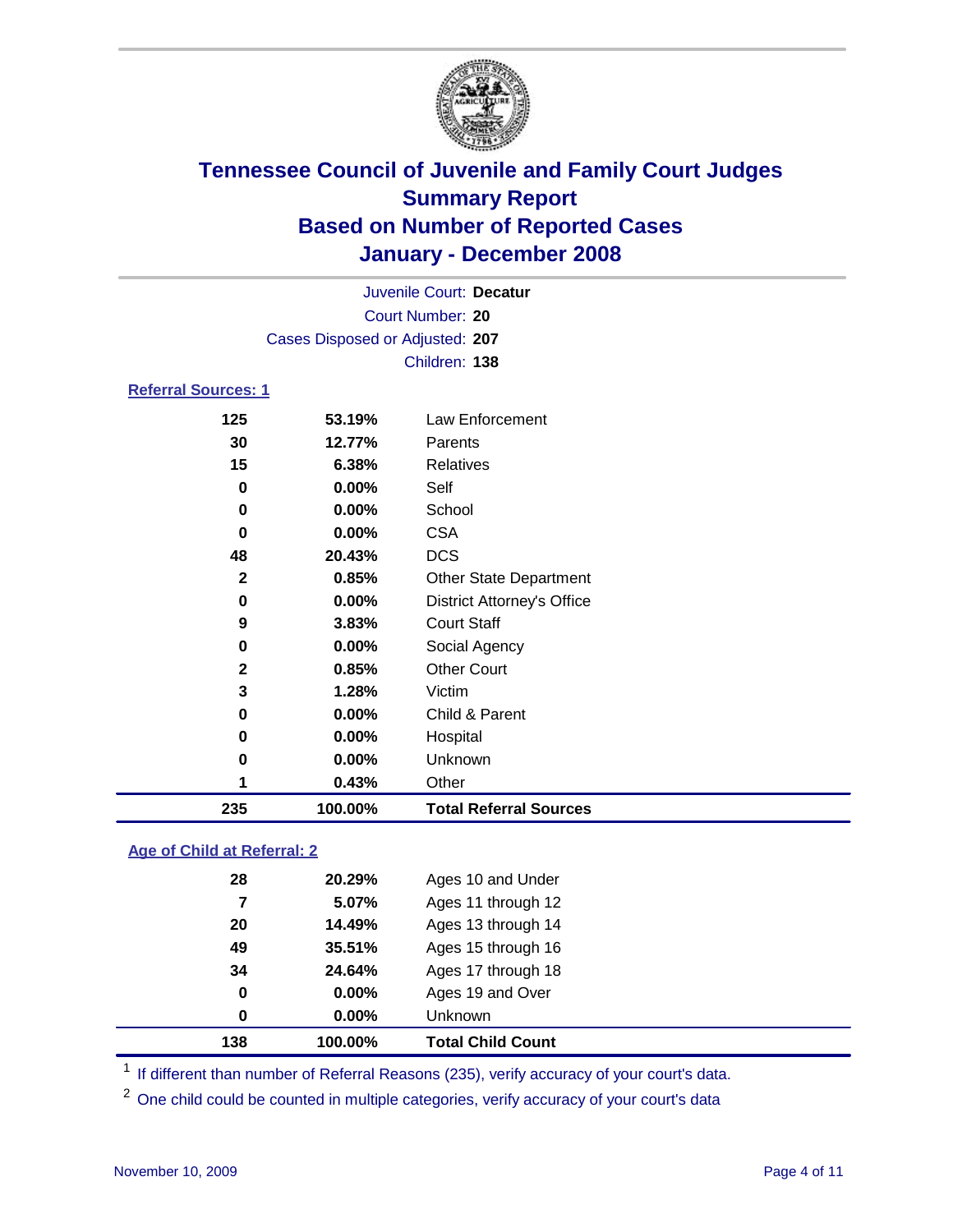# Tennessee Council of Juvenile and Family Court Judges
## Summary Report
## Based on Number of Reported Cases
## January - December 2008

Juvenile Court: **Decatur**
Court Number: **20**
Cases Disposed or Adjusted: **207**
Children: **138**

### Referral Sources: 1

| | | |
|---|---|---|
| 125 | 53.19% | Law Enforcement |
| 30 | 12.77% | Parents |
| 15 | 6.38% | Relatives |
| 0 | 0.00% | Self |
| 0 | 0.00% | School |
| 0 | 0.00% | CSA |
| 48 | 20.43% | DCS |
| 2 | 0.85% | Other State Department |
| 0 | 0.00% | District Attorney's Office |
| 9 | 3.83% | Court Staff |
| 0 | 0.00% | Social Agency |
| 2 | 0.85% | Other Court |
| 3 | 1.28% | Victim |
| 0 | 0.00% | Child & Parent |
| 0 | 0.00% | Hospital |
| 0 | 0.00% | Unknown |
| 1 | 0.43% | Other |
| **235** | **100.00%** | **Total Referral Sources** |

### Age of Child at Referral: 2

| | | |
|---|---|---|
| 28 | 20.29% | Ages 10 and Under |
| 7 | 5.07% | Ages 11 through 12 |
| 20 | 14.49% | Ages 13 through 14 |
| 49 | 35.51% | Ages 15 through 16 |
| 34 | 24.64% | Ages 17 through 18 |
| 0 | 0.00% | Ages 19 and Over |
| 0 | 0.00% | Unknown |
| **138** | **100.00%** | **Total Child Count** |

[1] If different than number of Referral Reasons (235), verify accuracy of your court's data.

[2] One child could be counted in multiple categories, verify accuracy of your court's data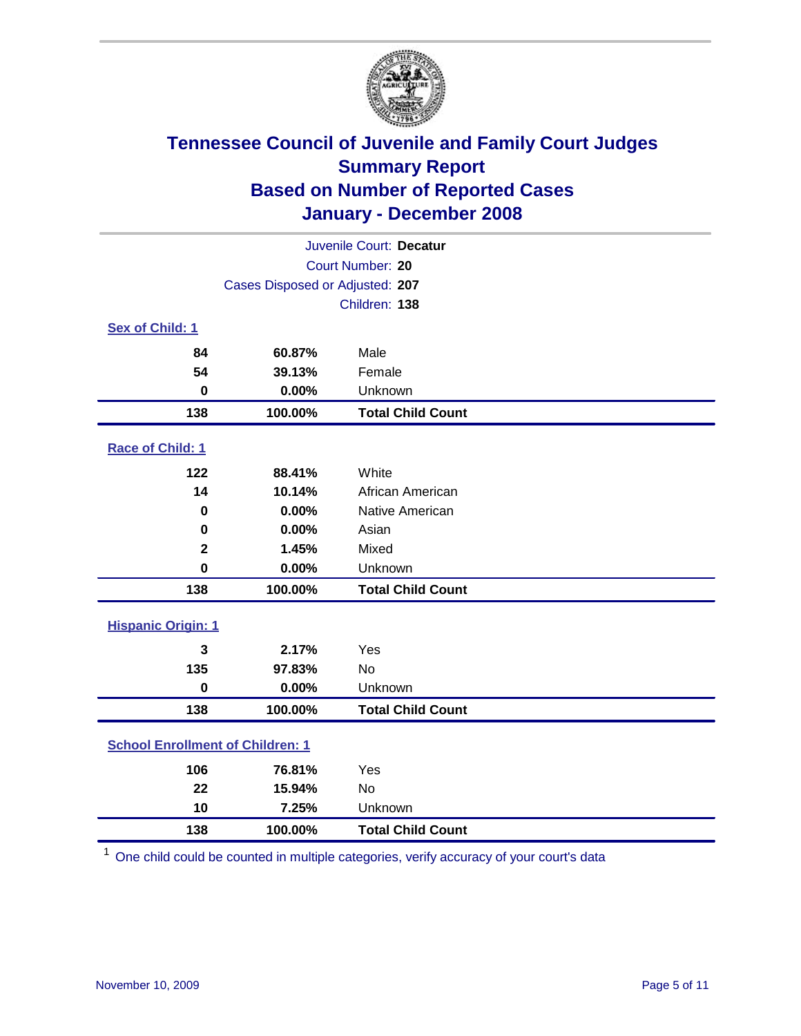# Tennessee Council of Juvenile and Family Court Judges
## Summary Report
## Based on Number of Reported Cases
## January - December 2008

Juvenile Court: **Decatur**
Court Number: **20**
Cases Disposed or Adjusted: **207**
Children: **138**

### Sex of Child: 1

| | | |
|---|---|---|
| 84 | 60.87% | Male |
| 54 | 39.13% | Female |
| 0 | 0.00% | Unknown |
| **138** | **100.00%** | **Total Child Count** |

### Race of Child: 1

| | | |
|---|---|---|
| 122 | 88.41% | White |
| 14 | 10.14% | African American |
| 0 | 0.00% | Native American |
| 0 | 0.00% | Asian |
| 2 | 1.45% | Mixed |
| 0 | 0.00% | Unknown |
| **138** | **100.00%** | **Total Child Count** |

### Hispanic Origin: 1

| | | |
|---|---|---|
| 3 | 2.17% | Yes |
| 135 | 97.83% | No |
| 0 | 0.00% | Unknown |
| **138** | **100.00%** | **Total Child Count** |

### School Enrollment of Children: 1

| | | |
|---|---|---|
| 106 | 76.81% | Yes |
| 22 | 15.94% | No |
| 10 | 7.25% | Unknown |
| **138** | **100.00%** | **Total Child Count** |

[1] One child could be counted in multiple categories, verify accuracy of your court's data

November 10, 2009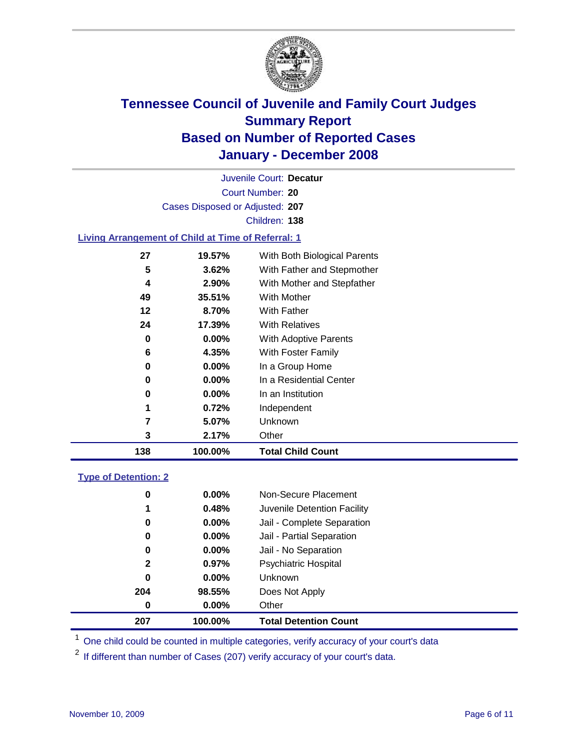# Tennessee Council of Juvenile and Family Court Judges
## Summary Report
## Based on Number of Reported Cases
## January - December 2008

Juvenile Court: **Decatur**
Court Number: **20**
Cases Disposed or Adjusted: **207**
Children: **138**

### Living Arrangement of Child at Time of Referral: 1

| Count | Percent | Category |
|---|---|---|
| 27 | 19.57% | With Both Biological Parents |
| 5 | 3.62% | With Father and Stepmother |
| 4 | 2.90% | With Mother and Stepfather |
| 49 | 35.51% | With Mother |
| 12 | 8.70% | With Father |
| 24 | 17.39% | With Relatives |
| 0 | 0.00% | With Adoptive Parents |
| 6 | 4.35% | With Foster Family |
| 0 | 0.00% | In a Group Home |
| 0 | 0.00% | In a Residential Center |
| 0 | 0.00% | In an Institution |
| 1 | 0.72% | Independent |
| 7 | 5.07% | Unknown |
| 3 | 2.17% | Other |
| **138** | **100.00%** | **Total Child Count** |

### Type of Detention: 2

| Count | Percent | Category |
|---|---|---|
| 0 | 0.00% | Non-Secure Placement |
| 1 | 0.48% | Juvenile Detention Facility |
| 0 | 0.00% | Jail - Complete Separation |
| 0 | 0.00% | Jail - Partial Separation |
| 0 | 0.00% | Jail - No Separation |
| 2 | 0.97% | Psychiatric Hospital |
| 0 | 0.00% | Unknown |
| 204 | 98.55% | Does Not Apply |
| 0 | 0.00% | Other |
| **207** | **100.00%** | **Total Detention Count** |

[1] One child could be counted in multiple categories, verify accuracy of your court's data

[2] If different than number of Cases (207) verify accuracy of your court's data.

November 10, 2009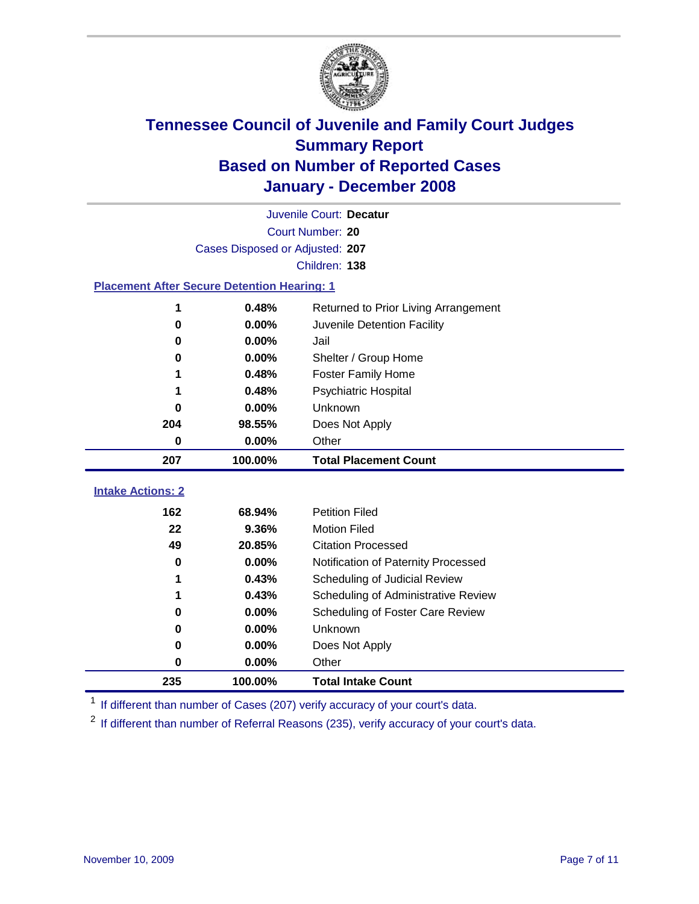# Tennessee Council of Juvenile and Family Court Judges
## Summary Report
## Based on Number of Reported Cases
## January - December 2008

Juvenile Court: **Decatur**

Court Number: **20**

Cases Disposed or Adjusted: **207**

Children: **138**

### Placement After Secure Detention Hearing: 1

| Count | Percent | Placement |
|---|---|---|
| 1 | 0.48% | Returned to Prior Living Arrangement |
| 0 | 0.00% | Juvenile Detention Facility |
| 0 | 0.00% | Jail |
| 0 | 0.00% | Shelter / Group Home |
| 1 | 0.48% | Foster Family Home |
| 1 | 0.48% | Psychiatric Hospital |
| 0 | 0.00% | Unknown |
| 204 | 98.55% | Does Not Apply |
| 0 | 0.00% | Other |
| **207** | **100.00%** | **Total Placement Count** |

### Intake Actions: 2

| Count | Percent | Intake Action |
|---|---|---|
| 162 | 68.94% | Petition Filed |
| 22 | 9.36% | Motion Filed |
| 49 | 20.85% | Citation Processed |
| 0 | 0.00% | Notification of Paternity Processed |
| 1 | 0.43% | Scheduling of Judicial Review |
| 1 | 0.43% | Scheduling of Administrative Review |
| 0 | 0.00% | Scheduling of Foster Care Review |
| 0 | 0.00% | Unknown |
| 0 | 0.00% | Does Not Apply |
| 0 | 0.00% | Other |
| **235** | **100.00%** | **Total Intake Count** |

[1] If different than number of Cases (207) verify accuracy of your court's data.

[2] If different than number of Referral Reasons (235), verify accuracy of your court's data.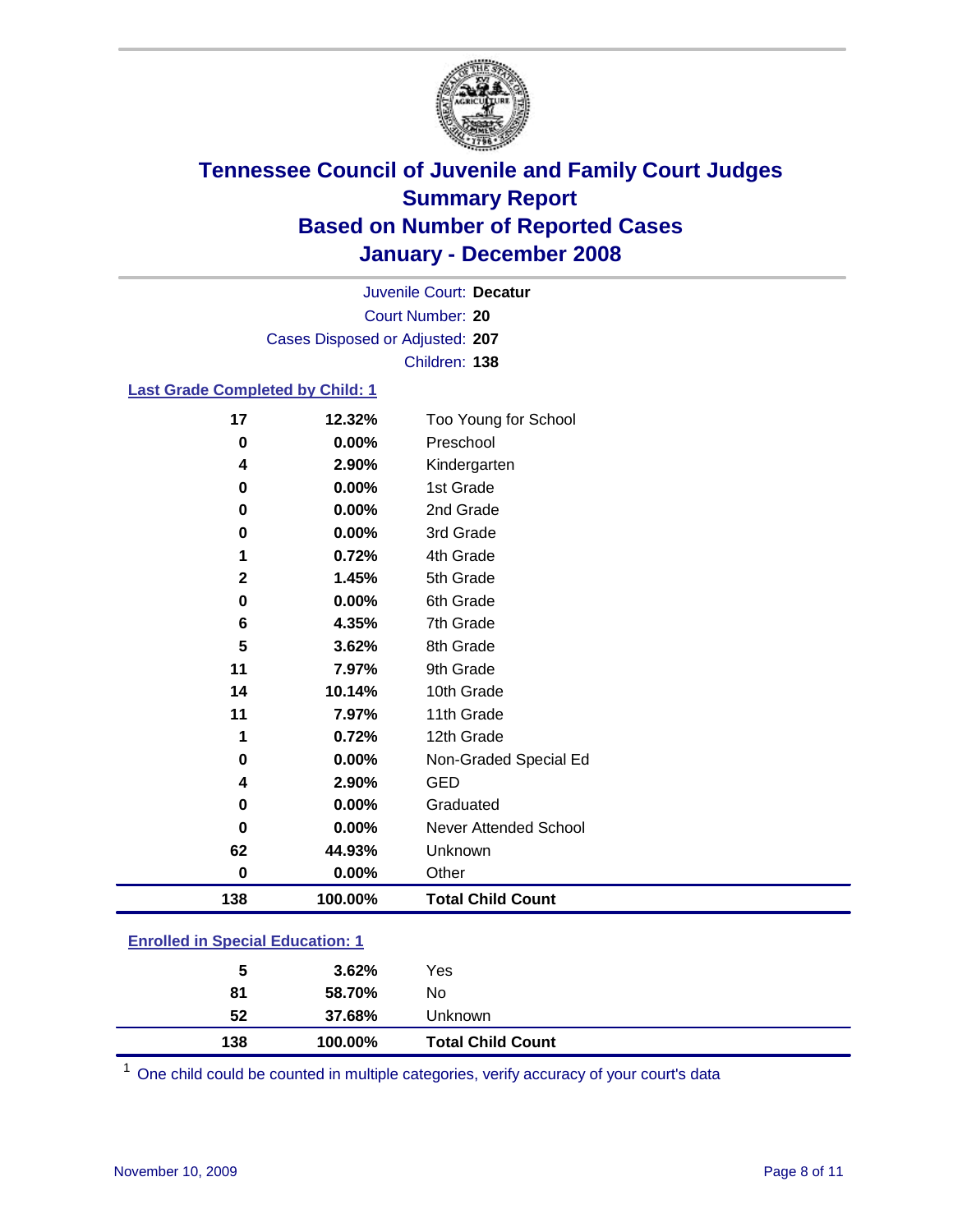# Tennessee Council of Juvenile and Family Court Judges
## Summary Report
## Based on Number of Reported Cases
## January - December 2008

Juvenile Court: **Decatur**
Court Number: **20**
Cases Disposed or Adjusted: **207**
Children: **138**

### Last Grade Completed by Child: 1

| Count | Percent | Category |
|---|---|---|
| 17 | 12.32% | Too Young for School |
| 0 | 0.00% | Preschool |
| 4 | 2.90% | Kindergarten |
| 0 | 0.00% | 1st Grade |
| 0 | 0.00% | 2nd Grade |
| 0 | 0.00% | 3rd Grade |
| 1 | 0.72% | 4th Grade |
| 2 | 1.45% | 5th Grade |
| 0 | 0.00% | 6th Grade |
| 6 | 4.35% | 7th Grade |
| 5 | 3.62% | 8th Grade |
| 11 | 7.97% | 9th Grade |
| 14 | 10.14% | 10th Grade |
| 11 | 7.97% | 11th Grade |
| 1 | 0.72% | 12th Grade |
| 0 | 0.00% | Non-Graded Special Ed |
| 4 | 2.90% | GED |
| 0 | 0.00% | Graduated |
| 0 | 0.00% | Never Attended School |
| 62 | 44.93% | Unknown |
| 0 | 0.00% | Other |
| **138** | **100.00%** | **Total Child Count** |

### Enrolled in Special Education: 1

| Count | Percent | Category |
|---|---|---|
| 5 | 3.62% | Yes |
| 81 | 58.70% | No |
| 52 | 37.68% | Unknown |
| **138** | **100.00%** | **Total Child Count** |

[1] One child could be counted in multiple categories, verify accuracy of your court's data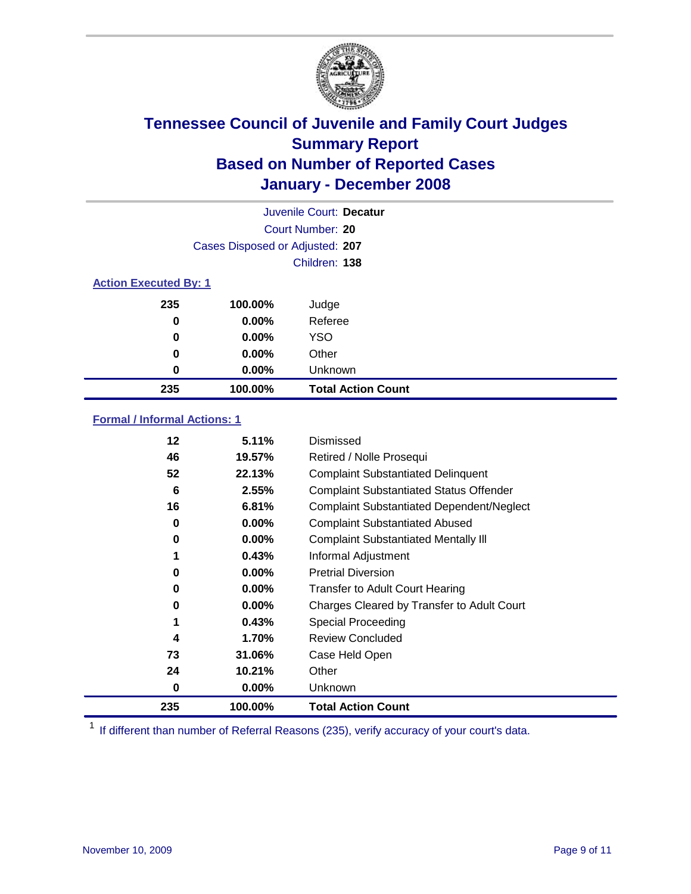# Tennessee Council of Juvenile and Family Court Judges
## Summary Report
## Based on Number of Reported Cases
## January - December 2008

Juvenile Court: **Decatur**
Court Number: **20**
Cases Disposed or Adjusted: **207**
Children: **138**

### Action Executed By: 1

| | | |
|---|---|---|
| 235 | 100.00% | Judge |
| 0 | 0.00% | Referee |
| 0 | 0.00% | YSO |
| 0 | 0.00% | Other |
| 0 | 0.00% | Unknown |
| **235** | **100.00%** | **Total Action Count** |

### Formal / Informal Actions: 1

| | | |
|---|---|---|
| 12 | 5.11% | Dismissed |
| 46 | 19.57% | Retired / Nolle Prosequi |
| 52 | 22.13% | Complaint Substantiated Delinquent |
| 6 | 2.55% | Complaint Substantiated Status Offender |
| 16 | 6.81% | Complaint Substantiated Dependent/Neglect |
| 0 | 0.00% | Complaint Substantiated Abused |
| 0 | 0.00% | Complaint Substantiated Mentally Ill |
| 1 | 0.43% | Informal Adjustment |
| 0 | 0.00% | Pretrial Diversion |
| 0 | 0.00% | Transfer to Adult Court Hearing |
| 0 | 0.00% | Charges Cleared by Transfer to Adult Court |
| 1 | 0.43% | Special Proceeding |
| 4 | 1.70% | Review Concluded |
| 73 | 31.06% | Case Held Open |
| 24 | 10.21% | Other |
| 0 | 0.00% | Unknown |
| **235** | **100.00%** | **Total Action Count** |

[1] If different than number of Referral Reasons (235), verify accuracy of your court's data.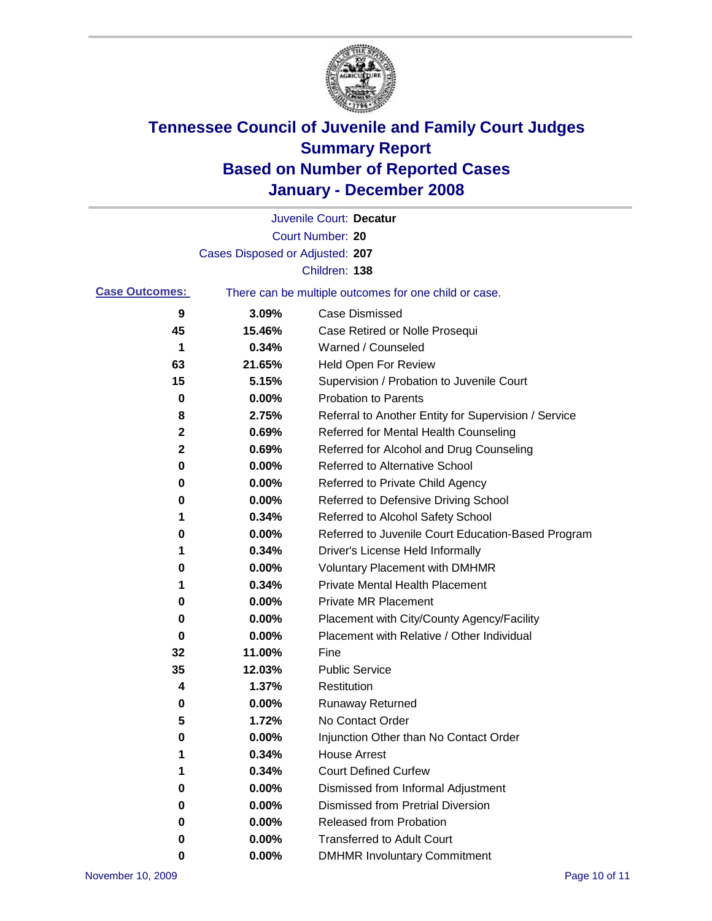# Tennessee Council of Juvenile and Family Court Judges
# Summary Report
# Based on Number of Reported Cases
# January - December 2008

Juvenile Court: **Decatur**

Court Number: **20**

Cases Disposed or Adjusted: **207**

Children: **138**

**Case Outcomes:** There can be multiple outcomes for one child or case.

| | | |
|---|---|---|
| **9** | **3.09%** | Case Dismissed |
| **45** | **15.46%** | Case Retired or Nolle Prosequi |
| **1** | **0.34%** | Warned / Counseled |
| **63** | **21.65%** | Held Open For Review |
| **15** | **5.15%** | Supervision / Probation to Juvenile Court |
| **0** | **0.00%** | Probation to Parents |
| **8** | **2.75%** | Referral to Another Entity for Supervision / Service |
| **2** | **0.69%** | Referred for Mental Health Counseling |
| **2** | **0.69%** | Referred for Alcohol and Drug Counseling |
| **0** | **0.00%** | Referred to Alternative School |
| **0** | **0.00%** | Referred to Private Child Agency |
| **0** | **0.00%** | Referred to Defensive Driving School |
| **1** | **0.34%** | Referred to Alcohol Safety School |
| **0** | **0.00%** | Referred to Juvenile Court Education-Based Program |
| **1** | **0.34%** | Driver's License Held Informally |
| **0** | **0.00%** | Voluntary Placement with DMHMR |
| **1** | **0.34%** | Private Mental Health Placement |
| **0** | **0.00%** | Private MR Placement |
| **0** | **0.00%** | Placement with City/County Agency/Facility |
| **0** | **0.00%** | Placement with Relative / Other Individual |
| **32** | **11.00%** | Fine |
| **35** | **12.03%** | Public Service |
| **4** | **1.37%** | Restitution |
| **0** | **0.00%** | Runaway Returned |
| **5** | **1.72%** | No Contact Order |
| **0** | **0.00%** | Injunction Other than No Contact Order |
| **1** | **0.34%** | House Arrest |
| **1** | **0.34%** | Court Defined Curfew |
| **0** | **0.00%** | Dismissed from Informal Adjustment |
| **0** | **0.00%** | Dismissed from Pretrial Diversion |
| **0** | **0.00%** | Released from Probation |
| **0** | **0.00%** | Transferred to Adult Court |
| **0** | **0.00%** | DMHMR Involuntary Commitment |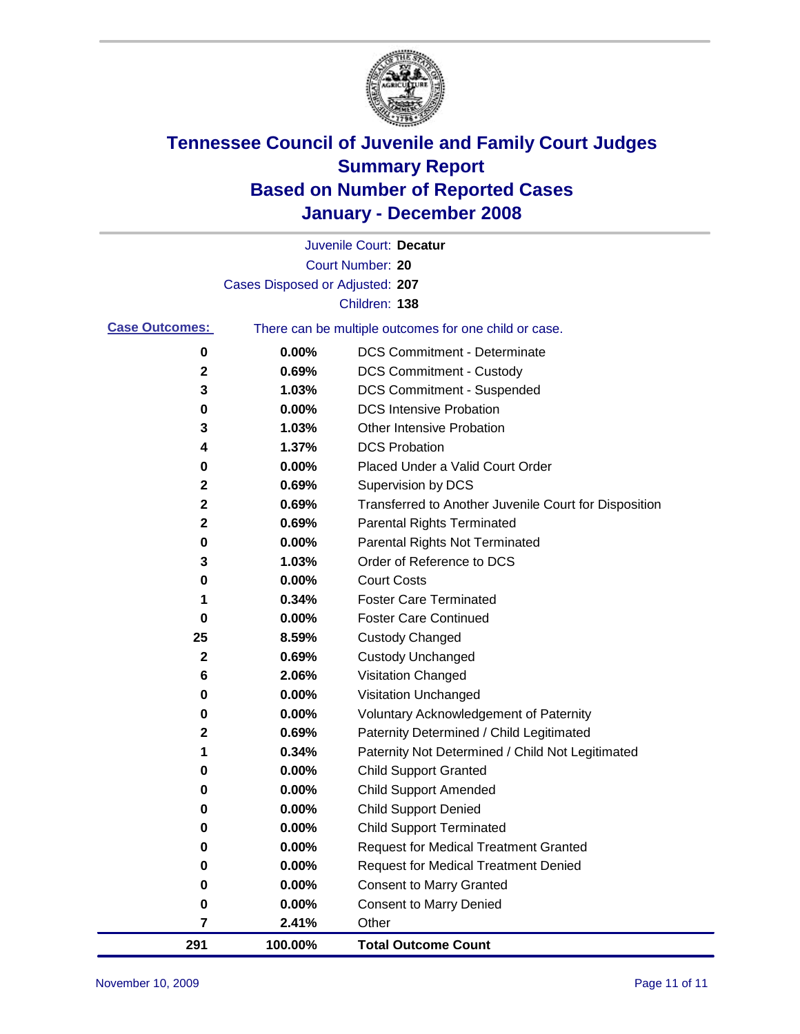# Tennessee Council of Juvenile and Family Court Judges
## Summary Report
## Based on Number of Reported Cases
## January - December 2008

Juvenile Court: **Decatur**

Court Number: **20**

Cases Disposed or Adjusted: **207**

Children: **138**

**Case Outcomes:** There can be multiple outcomes for one child or case.

| | | |
|---|---|---|
| 0 | 0.00% | DCS Commitment - Determinate |
| 2 | 0.69% | DCS Commitment - Custody |
| 3 | 1.03% | DCS Commitment - Suspended |
| 0 | 0.00% | DCS Intensive Probation |
| 3 | 1.03% | Other Intensive Probation |
| 4 | 1.37% | DCS Probation |
| 0 | 0.00% | Placed Under a Valid Court Order |
| 2 | 0.69% | Supervision by DCS |
| 2 | 0.69% | Transferred to Another Juvenile Court for Disposition |
| 2 | 0.69% | Parental Rights Terminated |
| 0 | 0.00% | Parental Rights Not Terminated |
| 3 | 1.03% | Order of Reference to DCS |
| 0 | 0.00% | Court Costs |
| 1 | 0.34% | Foster Care Terminated |
| 0 | 0.00% | Foster Care Continued |
| 25 | 8.59% | Custody Changed |
| 2 | 0.69% | Custody Unchanged |
| 6 | 2.06% | Visitation Changed |
| 0 | 0.00% | Visitation Unchanged |
| 0 | 0.00% | Voluntary Acknowledgement of Paternity |
| 2 | 0.69% | Paternity Determined / Child Legitimated |
| 1 | 0.34% | Paternity Not Determined / Child Not Legitimated |
| 0 | 0.00% | Child Support Granted |
| 0 | 0.00% | Child Support Amended |
| 0 | 0.00% | Child Support Denied |
| 0 | 0.00% | Child Support Terminated |
| 0 | 0.00% | Request for Medical Treatment Granted |
| 0 | 0.00% | Request for Medical Treatment Denied |
| 0 | 0.00% | Consent to Marry Granted |
| 0 | 0.00% | Consent to Marry Denied |
| 7 | 2.41% | Other |
| **291** | **100.00%** | **Total Outcome Count** |

November 10, 2009